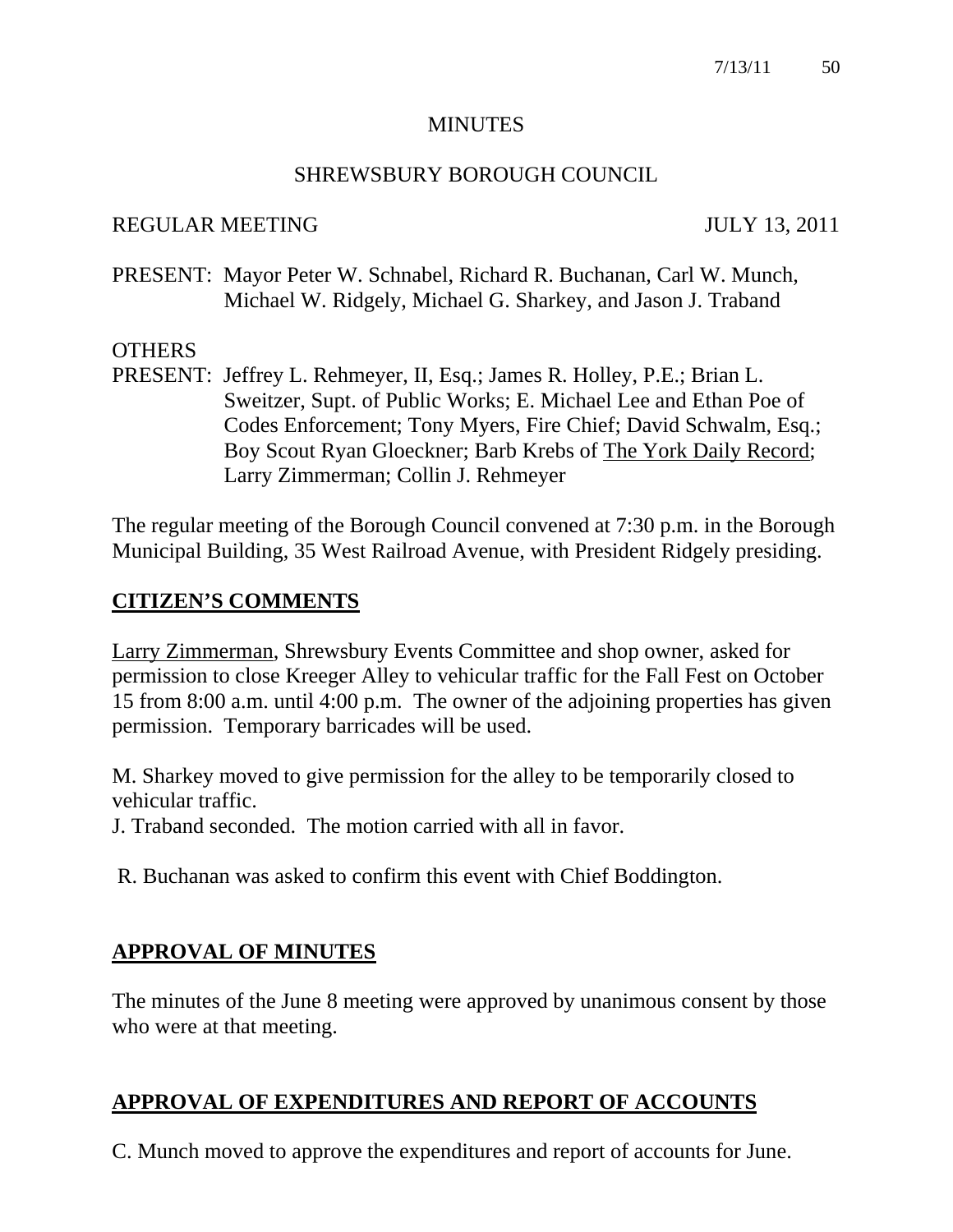# MINUTES

## SHREWSBURY BOROUGH COUNCIL

REGULAR MEETING JULY 13, 2011

PRESENT: Mayor Peter W. Schnabel, Richard R. Buchanan, Carl W. Munch, Michael W. Ridgely, Michael G. Sharkey, and Jason J. Traband

OTHERS
PRESENT: Jeffrey L. Rehmeyer, II, Esq.; James R. Holley, P.E.; Brian L. Sweitzer, Supt. of Public Works; E. Michael Lee and Ethan Poe of Codes Enforcement; Tony Myers, Fire Chief; David Schwalm, Esq.; Boy Scout Ryan Gloeckner; Barb Krebs of The York Daily Record; Larry Zimmerman; Collin J. Rehmeyer

The regular meeting of the Borough Council convened at 7:30 p.m. in the Borough Municipal Building, 35 West Railroad Avenue, with President Ridgely presiding.

## CITIZEN'S COMMENTS

Larry Zimmerman, Shrewsbury Events Committee and shop owner, asked for permission to close Kreeger Alley to vehicular traffic for the Fall Fest on October 15 from 8:00 a.m. until 4:00 p.m. The owner of the adjoining properties has given permission. Temporary barricades will be used.

M. Sharkey moved to give permission for the alley to be temporarily closed to vehicular traffic.
J. Traband seconded. The motion carried with all in favor.

R. Buchanan was asked to confirm this event with Chief Boddington.

## APPROVAL OF MINUTES

The minutes of the June 8 meeting were approved by unanimous consent by those who were at that meeting.

## APPROVAL OF EXPENDITURES AND REPORT OF ACCOUNTS

C. Munch moved to approve the expenditures and report of accounts for June.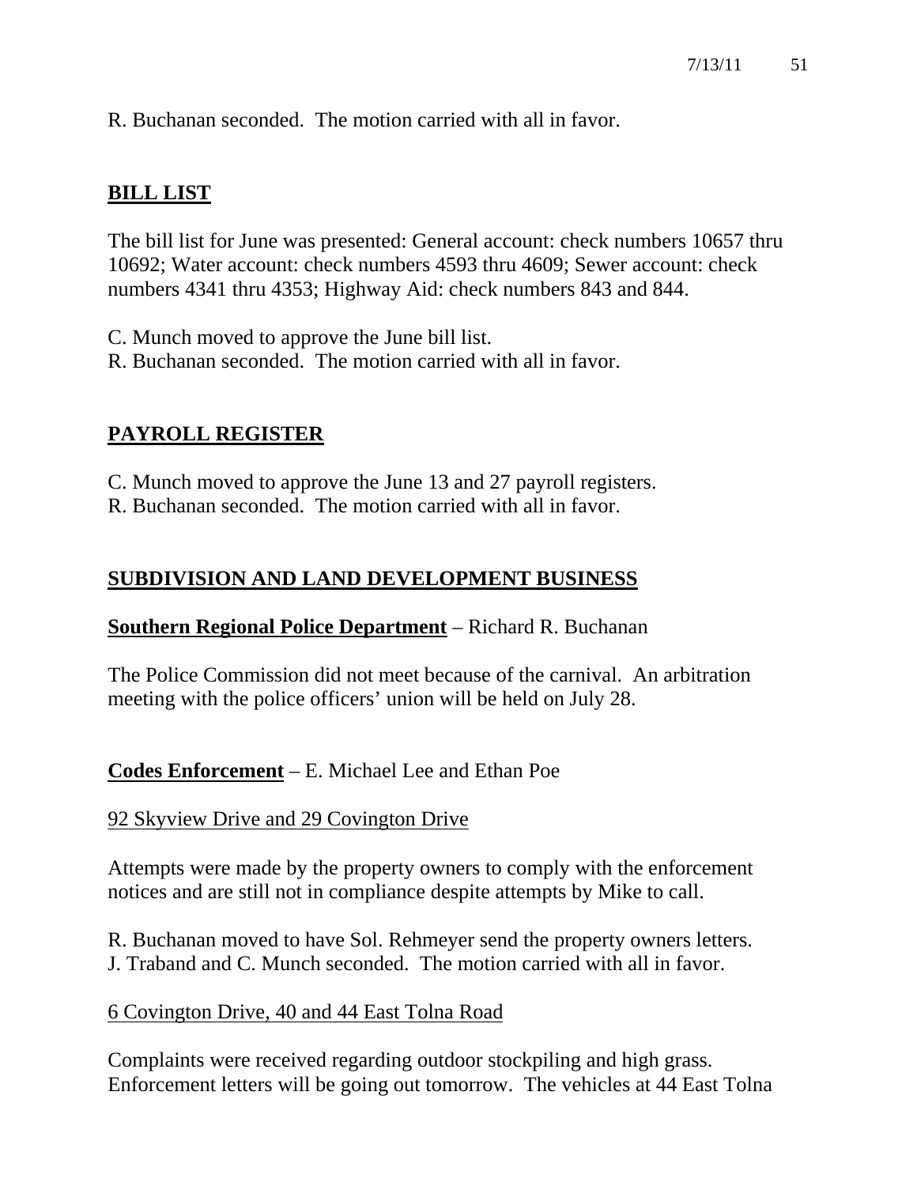R. Buchanan seconded. The motion carried with all in favor.

## BILL LIST

The bill list for June was presented: General account: check numbers 10657 thru 10692; Water account: check numbers 4593 thru 4609; Sewer account: check numbers 4341 thru 4353; Highway Aid: check numbers 843 and 844.

C. Munch moved to approve the June bill list.
R. Buchanan seconded. The motion carried with all in favor.

## PAYROLL REGISTER

C. Munch moved to approve the June 13 and 27 payroll registers.
R. Buchanan seconded. The motion carried with all in favor.

## SUBDIVISION AND LAND DEVELOPMENT BUSINESS

**Southern Regional Police Department** – Richard R. Buchanan

The Police Commission did not meet because of the carnival. An arbitration meeting with the police officers' union will be held on July 28.

**Codes Enforcement** – E. Michael Lee and Ethan Poe

92 Skyview Drive and 29 Covington Drive

Attempts were made by the property owners to comply with the enforcement notices and are still not in compliance despite attempts by Mike to call.

R. Buchanan moved to have Sol. Rehmeyer send the property owners letters.
J. Traband and C. Munch seconded. The motion carried with all in favor.

6 Covington Drive, 40 and 44 East Tolna Road

Complaints were received regarding outdoor stockpiling and high grass. Enforcement letters will be going out tomorrow. The vehicles at 44 East Tolna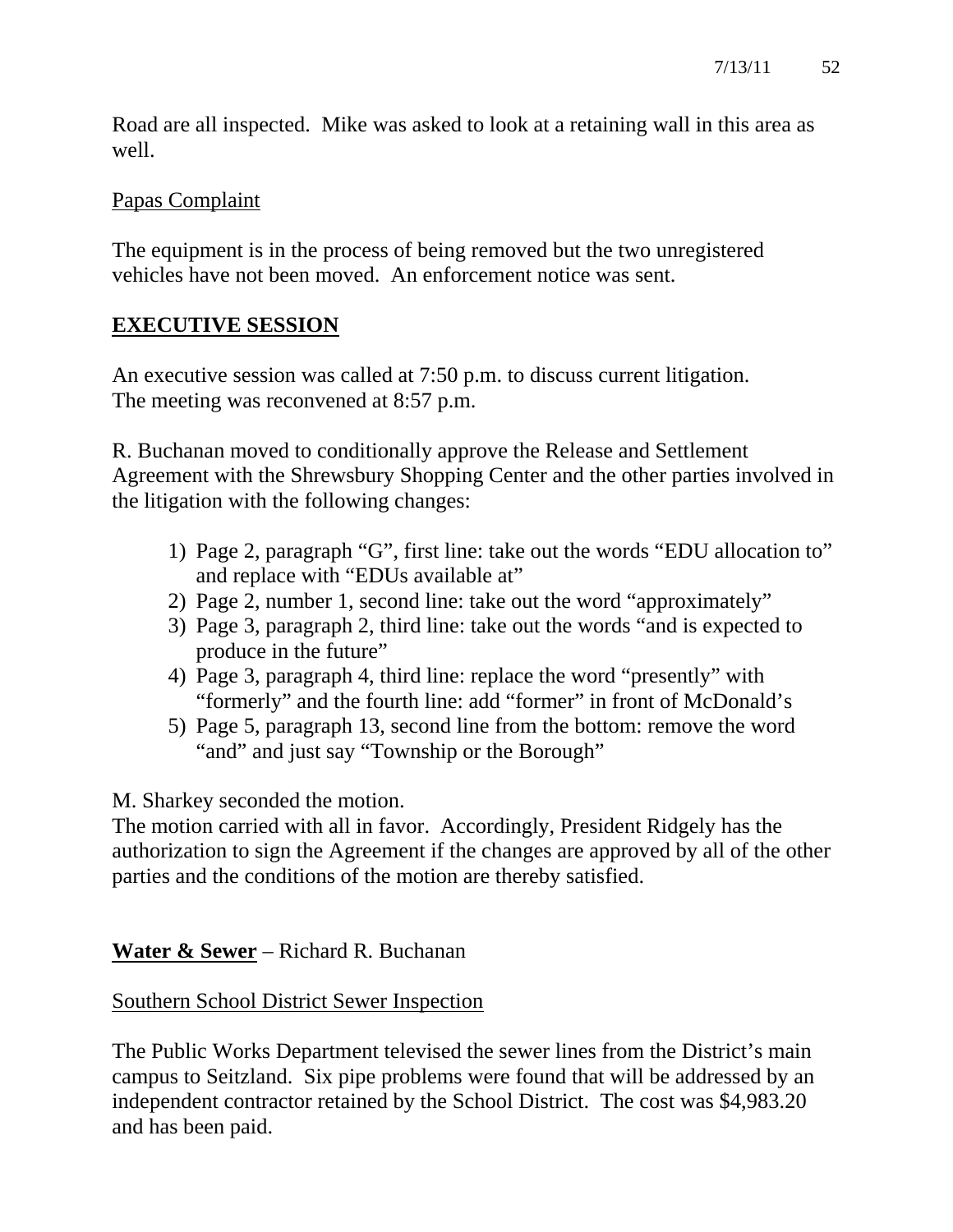Road are all inspected. Mike was asked to look at a retaining wall in this area as well.

Papas Complaint

The equipment is in the process of being removed but the two unregistered vehicles have not been moved. An enforcement notice was sent.

## **EXECUTIVE SESSION**

An executive session was called at 7:50 p.m. to discuss current litigation. The meeting was reconvened at 8:57 p.m.

R. Buchanan moved to conditionally approve the Release and Settlement Agreement with the Shrewsbury Shopping Center and the other parties involved in the litigation with the following changes:

1) Page 2, paragraph "G", first line: take out the words "EDU allocation to" and replace with "EDUs available at"
2) Page 2, number 1, second line: take out the word "approximately"
3) Page 3, paragraph 2, third line: take out the words "and is expected to produce in the future"
4) Page 3, paragraph 4, third line: replace the word "presently" with "formerly" and the fourth line: add "former" in front of McDonald's
5) Page 5, paragraph 13, second line from the bottom: remove the word "and" and just say "Township or the Borough"

M. Sharkey seconded the motion.
The motion carried with all in favor. Accordingly, President Ridgely has the authorization to sign the Agreement if the changes are approved by all of the other parties and the conditions of the motion are thereby satisfied.

**Water & Sewer** – Richard R. Buchanan

Southern School District Sewer Inspection

The Public Works Department televised the sewer lines from the District's main campus to Seitzland. Six pipe problems were found that will be addressed by an independent contractor retained by the School District. The cost was $4,983.20 and has been paid.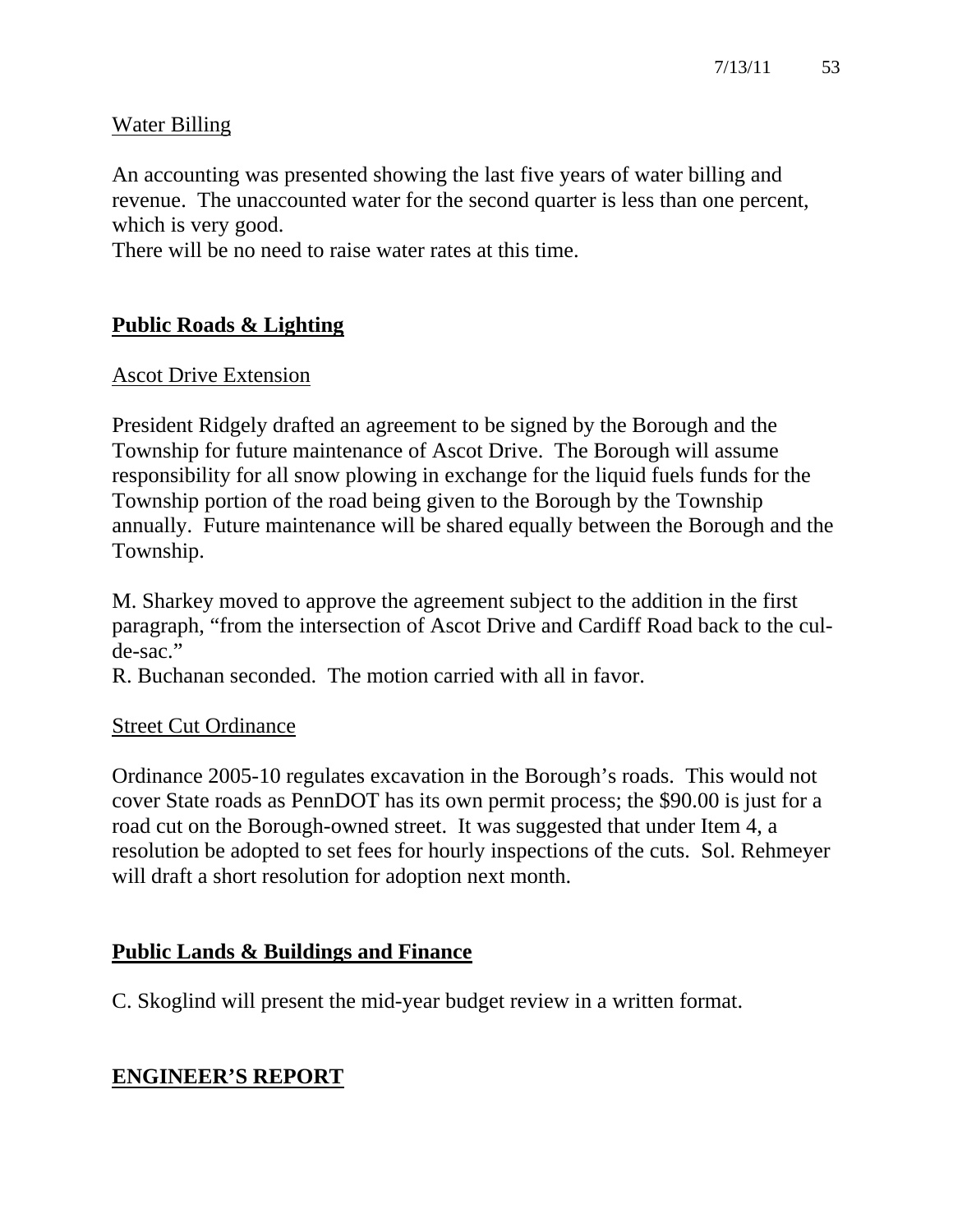Water Billing

An accounting was presented showing the last five years of water billing and revenue. The unaccounted water for the second quarter is less than one percent, which is very good.
There will be no need to raise water rates at this time.

## **Public Roads & Lighting**

Ascot Drive Extension

President Ridgely drafted an agreement to be signed by the Borough and the Township for future maintenance of Ascot Drive. The Borough will assume responsibility for all snow plowing in exchange for the liquid fuels funds for the Township portion of the road being given to the Borough by the Township annually. Future maintenance will be shared equally between the Borough and the Township.

M. Sharkey moved to approve the agreement subject to the addition in the first paragraph, "from the intersection of Ascot Drive and Cardiff Road back to the cul-de-sac."
R. Buchanan seconded. The motion carried with all in favor.

Street Cut Ordinance

Ordinance 2005-10 regulates excavation in the Borough's roads. This would not cover State roads as PennDOT has its own permit process; the $90.00 is just for a road cut on the Borough-owned street. It was suggested that under Item 4, a resolution be adopted to set fees for hourly inspections of the cuts. Sol. Rehmeyer will draft a short resolution for adoption next month.

## **Public Lands & Buildings and Finance**

C. Skoglind will present the mid-year budget review in a written format.

## **ENGINEER'S REPORT**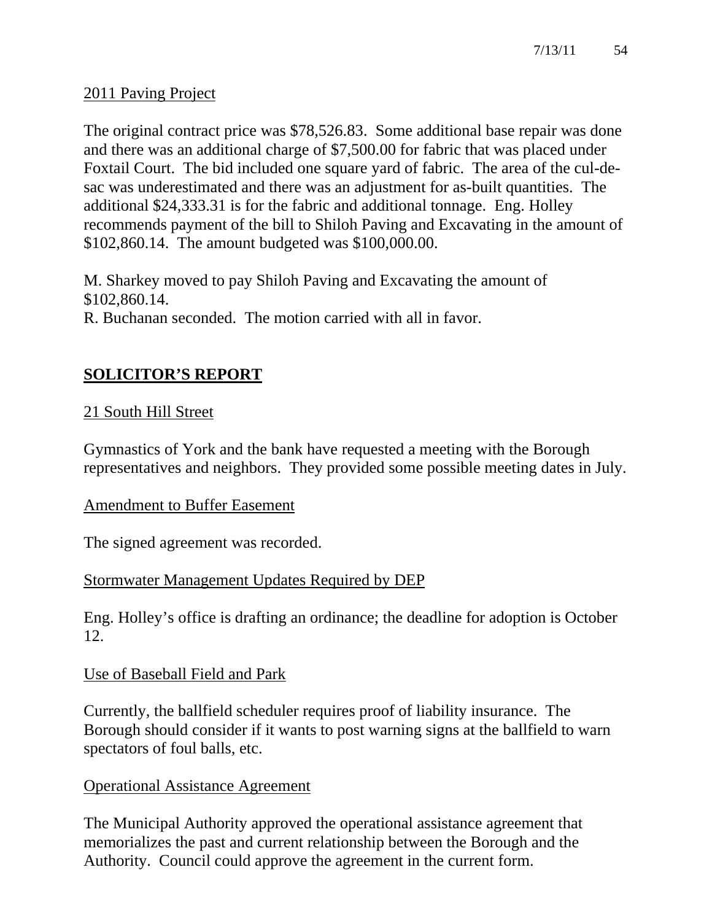2011 Paving Project

The original contract price was $78,526.83. Some additional base repair was done and there was an additional charge of $7,500.00 for fabric that was placed under Foxtail Court. The bid included one square yard of fabric. The area of the cul-de-sac was underestimated and there was an adjustment for as-built quantities. The additional $24,333.31 is for the fabric and additional tonnage. Eng. Holley recommends payment of the bill to Shiloh Paving and Excavating in the amount of $102,860.14. The amount budgeted was $100,000.00.

M. Sharkey moved to pay Shiloh Paving and Excavating the amount of $102,860.14.
R. Buchanan seconded. The motion carried with all in favor.

## SOLICITOR'S REPORT

21 South Hill Street

Gymnastics of York and the bank have requested a meeting with the Borough representatives and neighbors. They provided some possible meeting dates in July.

Amendment to Buffer Easement

The signed agreement was recorded.

Stormwater Management Updates Required by DEP

Eng. Holley's office is drafting an ordinance; the deadline for adoption is October 12.

Use of Baseball Field and Park

Currently, the ballfield scheduler requires proof of liability insurance. The Borough should consider if it wants to post warning signs at the ballfield to warn spectators of foul balls, etc.

Operational Assistance Agreement

The Municipal Authority approved the operational assistance agreement that memorializes the past and current relationship between the Borough and the Authority. Council could approve the agreement in the current form.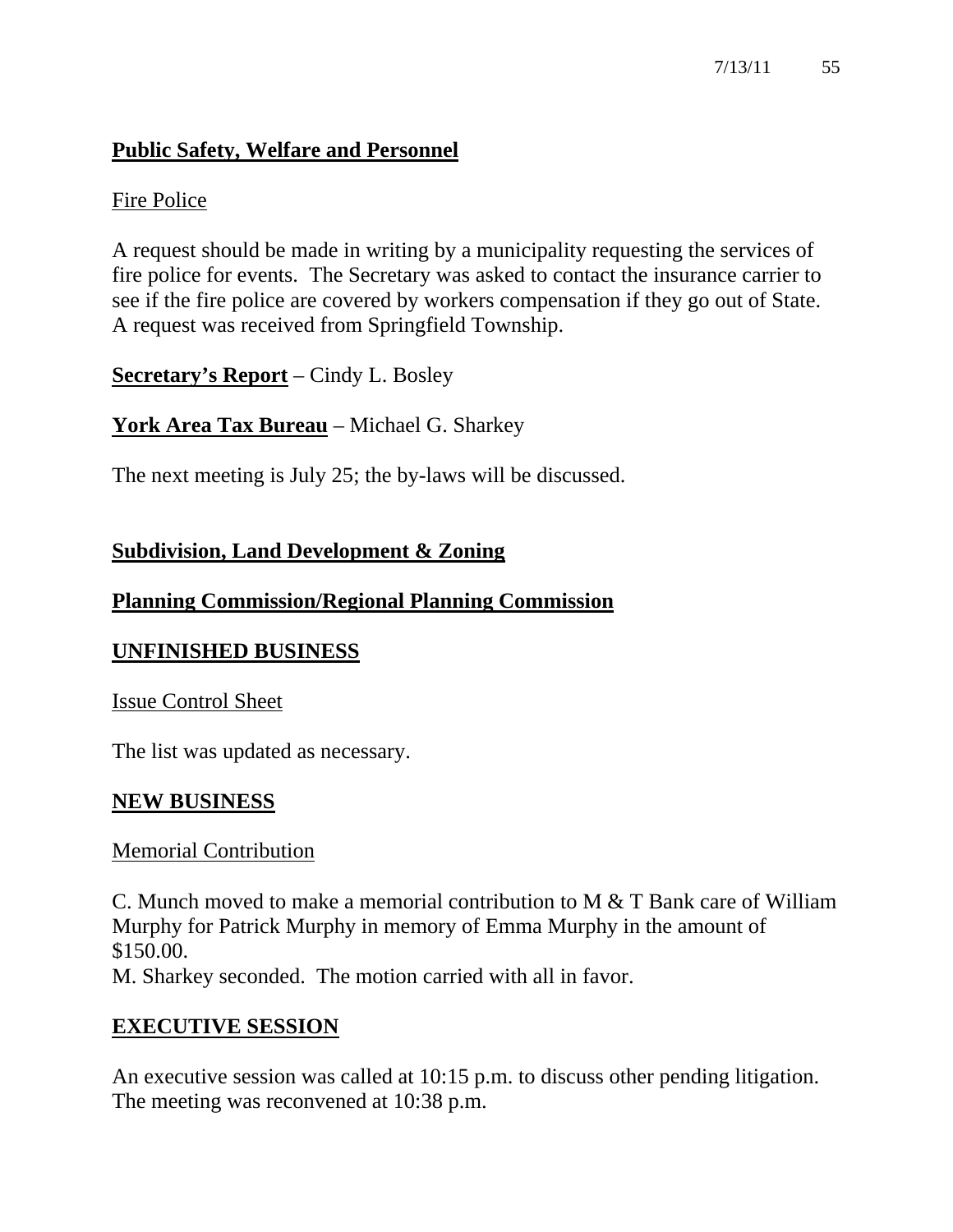## Public Safety, Welfare and Personnel

Fire Police

A request should be made in writing by a municipality requesting the services of fire police for events. The Secretary was asked to contact the insurance carrier to see if the fire police are covered by workers compensation if they go out of State. A request was received from Springfield Township.

**Secretary's Report** – Cindy L. Bosley

**York Area Tax Bureau** – Michael G. Sharkey

The next meeting is July 25; the by-laws will be discussed.

## Subdivision, Land Development & Zoning

## Planning Commission/Regional Planning Commission

## UNFINISHED BUSINESS

Issue Control Sheet

The list was updated as necessary.

## NEW BUSINESS

Memorial Contribution

C. Munch moved to make a memorial contribution to M & T Bank care of William Murphy for Patrick Murphy in memory of Emma Murphy in the amount of $150.00.
M. Sharkey seconded. The motion carried with all in favor.

## EXECUTIVE SESSION

An executive session was called at 10:15 p.m. to discuss other pending litigation. The meeting was reconvened at 10:38 p.m.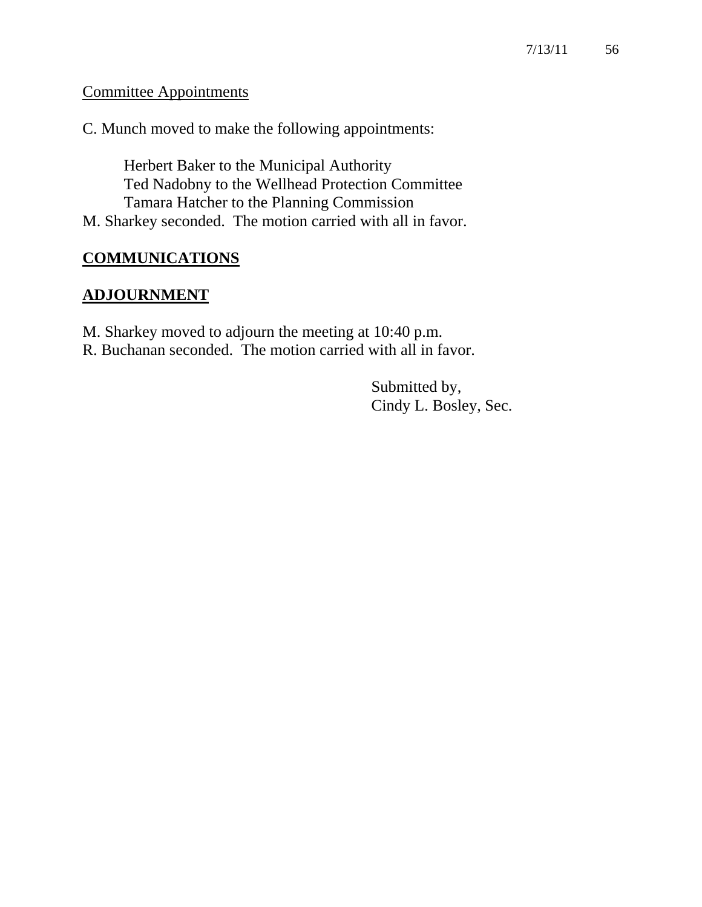Committee Appointments

C. Munch moved to make the following appointments:

Herbert Baker to the Municipal Authority
Ted Nadobny to the Wellhead Protection Committee
Tamara Hatcher to the Planning Commission

M. Sharkey seconded. The motion carried with all in favor.

## COMMUNICATIONS

## ADJOURNMENT

M. Sharkey moved to adjourn the meeting at 10:40 p.m.
R. Buchanan seconded. The motion carried with all in favor.

Submitted by,
Cindy L. Bosley, Sec.